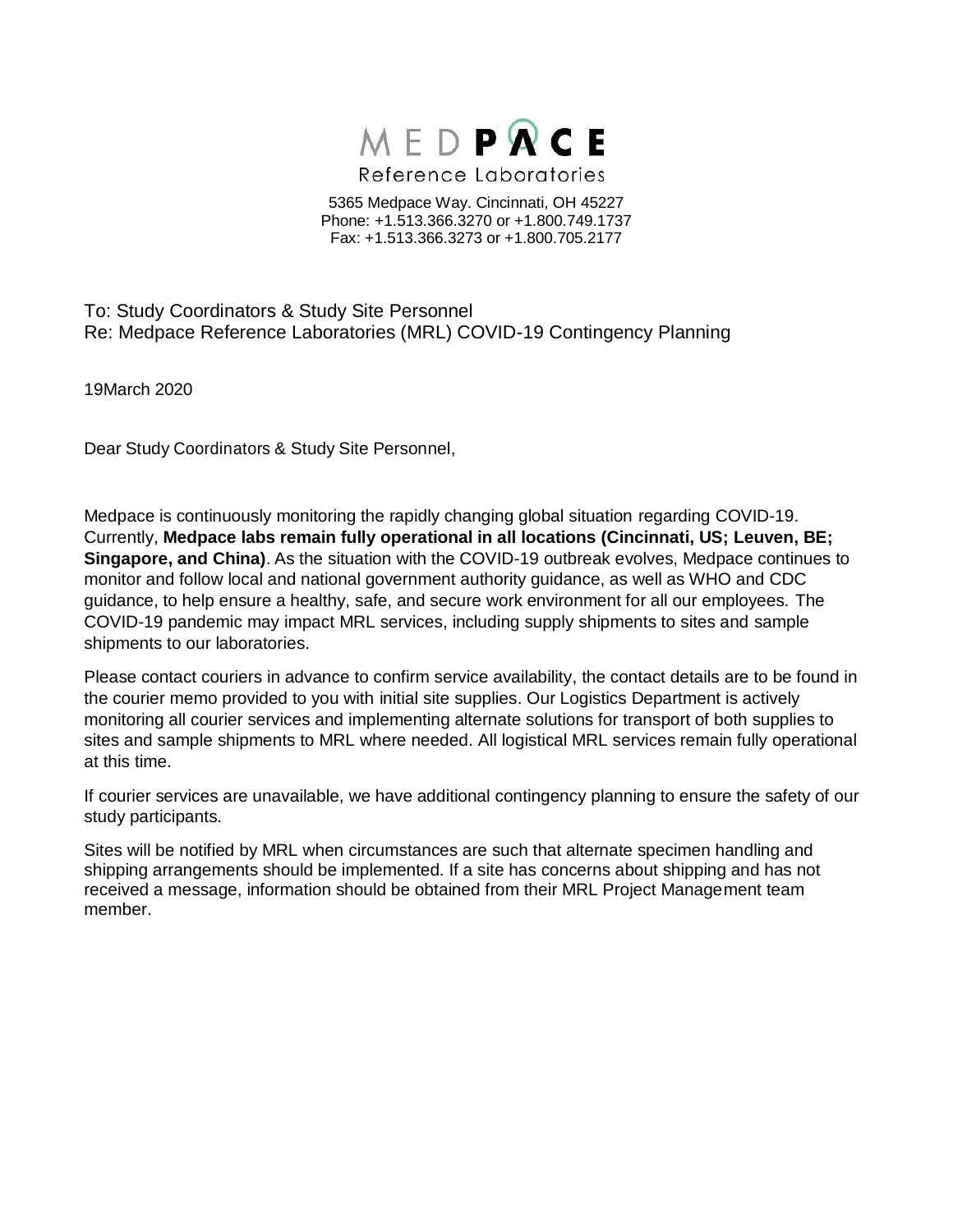MEDPACE

Reference Laboratories

5365 Medpace Way. Cincinnati, OH 45227
Phone: +1.513.366.3270 or +1.800.749.1737
Fax: +1.513.366.3273 or +1.800.705.2177

To: Study Coordinators & Study Site Personnel
Re: Medpace Reference Laboratories (MRL) COVID-19 Contingency Planning

19March 2020

Dear Study Coordinators & Study Site Personnel,

Medpace is continuously monitoring the rapidly changing global situation regarding COVID-19. Currently, **Medpace labs remain fully operational in all locations (Cincinnati, US; Leuven, BE; Singapore, and China)**. As the situation with the COVID-19 outbreak evolves, Medpace continues to monitor and follow local and national government authority guidance, as well as WHO and CDC guidance, to help ensure a healthy, safe, and secure work environment for all our employees. The COVID-19 pandemic may impact MRL services, including supply shipments to sites and sample shipments to our laboratories.

Please contact couriers in advance to confirm service availability, the contact details are to be found in the courier memo provided to you with initial site supplies. Our Logistics Department is actively monitoring all courier services and implementing alternate solutions for transport of both supplies to sites and sample shipments to MRL where needed. All logistical MRL services remain fully operational at this time.

If courier services are unavailable, we have additional contingency planning to ensure the safety of our study participants.

Sites will be notified by MRL when circumstances are such that alternate specimen handling and shipping arrangements should be implemented. If a site has concerns about shipping and has not received a message, information should be obtained from their MRL Project Management team member.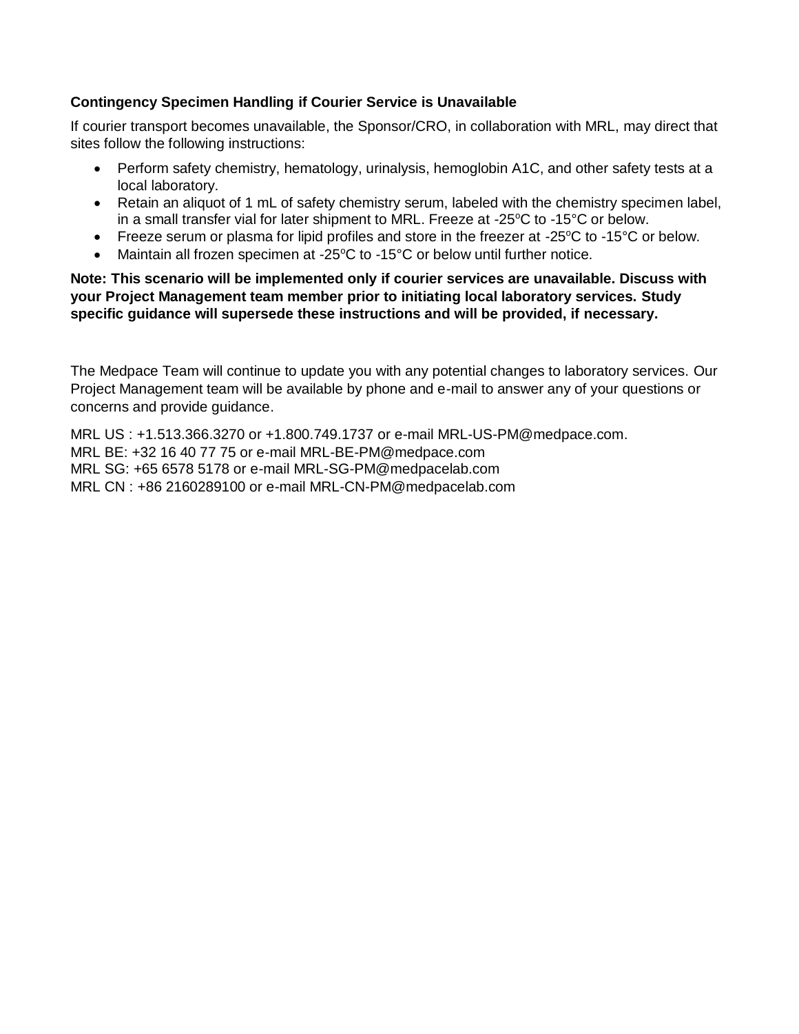**Contingency Specimen Handling if Courier Service is Unavailable**

If courier transport becomes unavailable, the Sponsor/CRO, in collaboration with MRL, may direct that sites follow the following instructions:

- Perform safety chemistry, hematology, urinalysis, hemoglobin A1C, and other safety tests at a local laboratory.
- Retain an aliquot of 1 mL of safety chemistry serum, labeled with the chemistry specimen label, in a small transfer vial for later shipment to MRL. Freeze at -25ºC to -15°C or below.
- Freeze serum or plasma for lipid profiles and store in the freezer at -25ºC to -15°C or below.
- Maintain all frozen specimen at -25ºC to -15°C or below until further notice.

**Note: This scenario will be implemented only if courier services are unavailable. Discuss with your Project Management team member prior to initiating local laboratory services. Study specific guidance will supersede these instructions and will be provided, if necessary.**

The Medpace Team will continue to update you with any potential changes to laboratory services. Our Project Management team will be available by phone and e-mail to answer any of your questions or concerns and provide guidance.

MRL US : +1.513.366.3270 or +1.800.749.1737 or e-mail MRL-US-PM@medpace.com.
MRL BE: +32 16 40 77 75 or e-mail MRL-BE-PM@medpace.com
MRL SG: +65 6578 5178 or e-mail MRL-SG-PM@medpacelab.com
MRL CN : +86 2160289100 or e-mail MRL-CN-PM@medpacelab.com